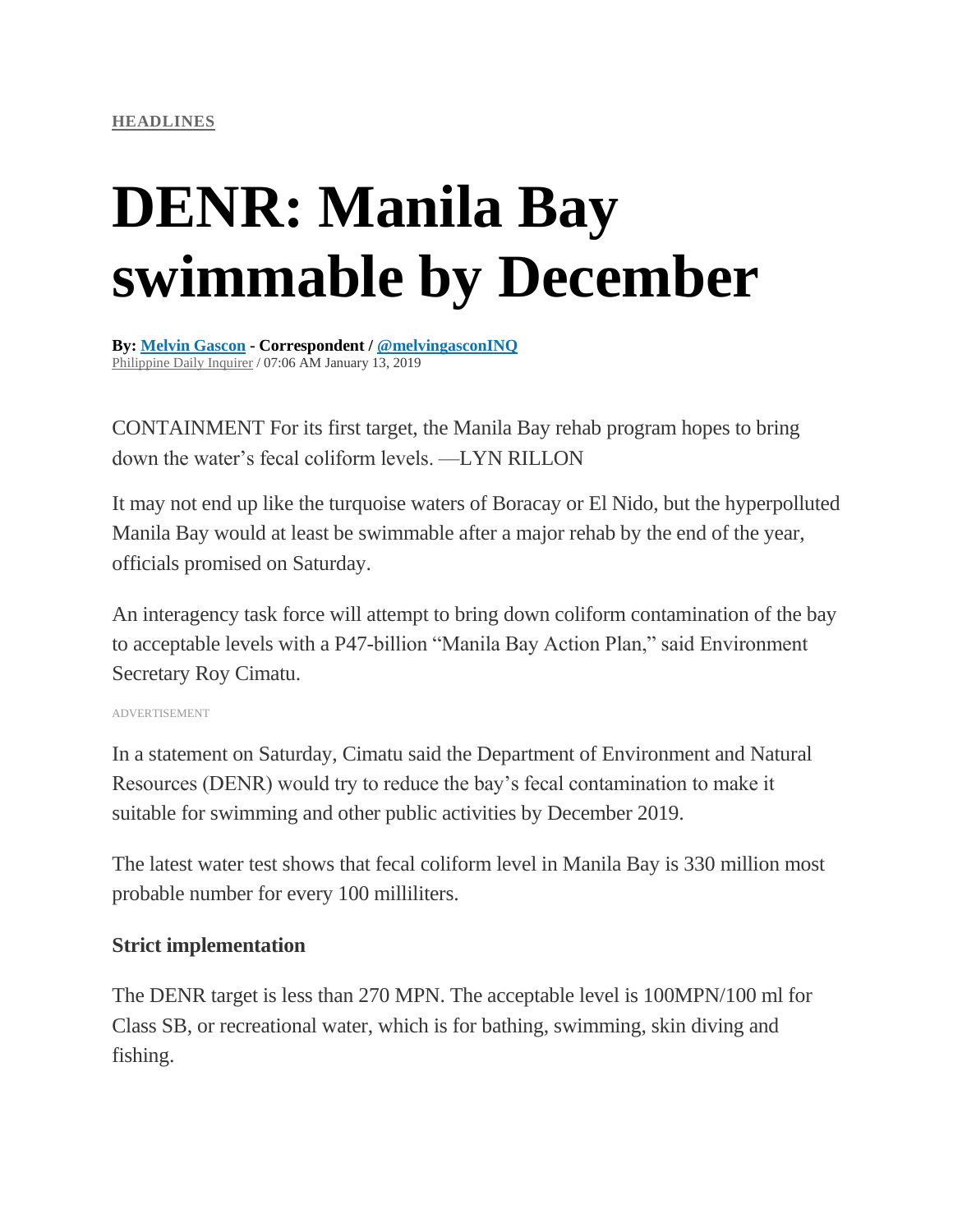**HEADLINES**

# DENR: Manila Bay swimmable by December

**By: Melvin Gascon - Correspondent / @melvingasconINQ**
Philippine Daily Inquirer / 07:06 AM January 13, 2019

CONTAINMENT For its first target, the Manila Bay rehab program hopes to bring down the water's fecal coliform levels. —LYN RILLON

It may not end up like the turquoise waters of Boracay or El Nido, but the hyperpolluted Manila Bay would at least be swimmable after a major rehab by the end of the year, officials promised on Saturday.

An interagency task force will attempt to bring down coliform contamination of the bay to acceptable levels with a P47-billion "Manila Bay Action Plan," said Environment Secretary Roy Cimatu.

ADVERTISEMENT

In a statement on Saturday, Cimatu said the Department of Environment and Natural Resources (DENR) would try to reduce the bay's fecal contamination to make it suitable for swimming and other public activities by December 2019.

The latest water test shows that fecal coliform level in Manila Bay is 330 million most probable number for every 100 milliliters.

### Strict implementation

The DENR target is less than 270 MPN. The acceptable level is 100MPN/100 ml for Class SB, or recreational water, which is for bathing, swimming, skin diving and fishing.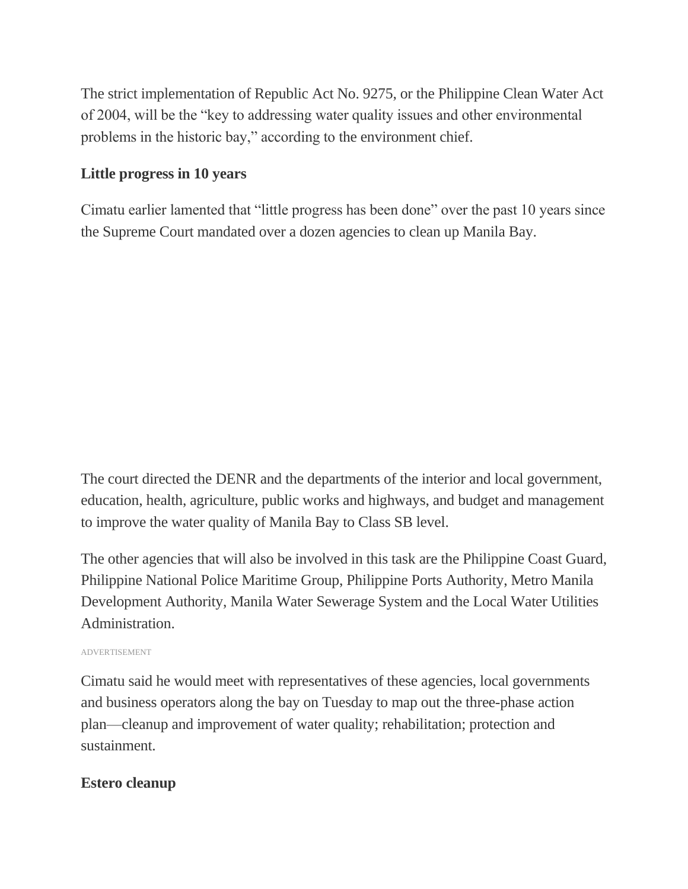The strict implementation of Republic Act No. 9275, or the Philippine Clean Water Act of 2004, will be the "key to addressing water quality issues and other environmental problems in the historic bay," according to the environment chief.

## Little progress in 10 years

Cimatu earlier lamented that "little progress has been done" over the past 10 years since the Supreme Court mandated over a dozen agencies to clean up Manila Bay.

The court directed the DENR and the departments of the interior and local government, education, health, agriculture, public works and highways, and budget and management to improve the water quality of Manila Bay to Class SB level.

The other agencies that will also be involved in this task are the Philippine Coast Guard, Philippine National Police Maritime Group, Philippine Ports Authority, Metro Manila Development Authority, Manila Water Sewerage System and the Local Water Utilities Administration.

Cimatu said he would meet with representatives of these agencies, local governments and business operators along the bay on Tuesday to map out the three-phase action plan—cleanup and improvement of water quality; rehabilitation; protection and sustainment.

## Estero cleanup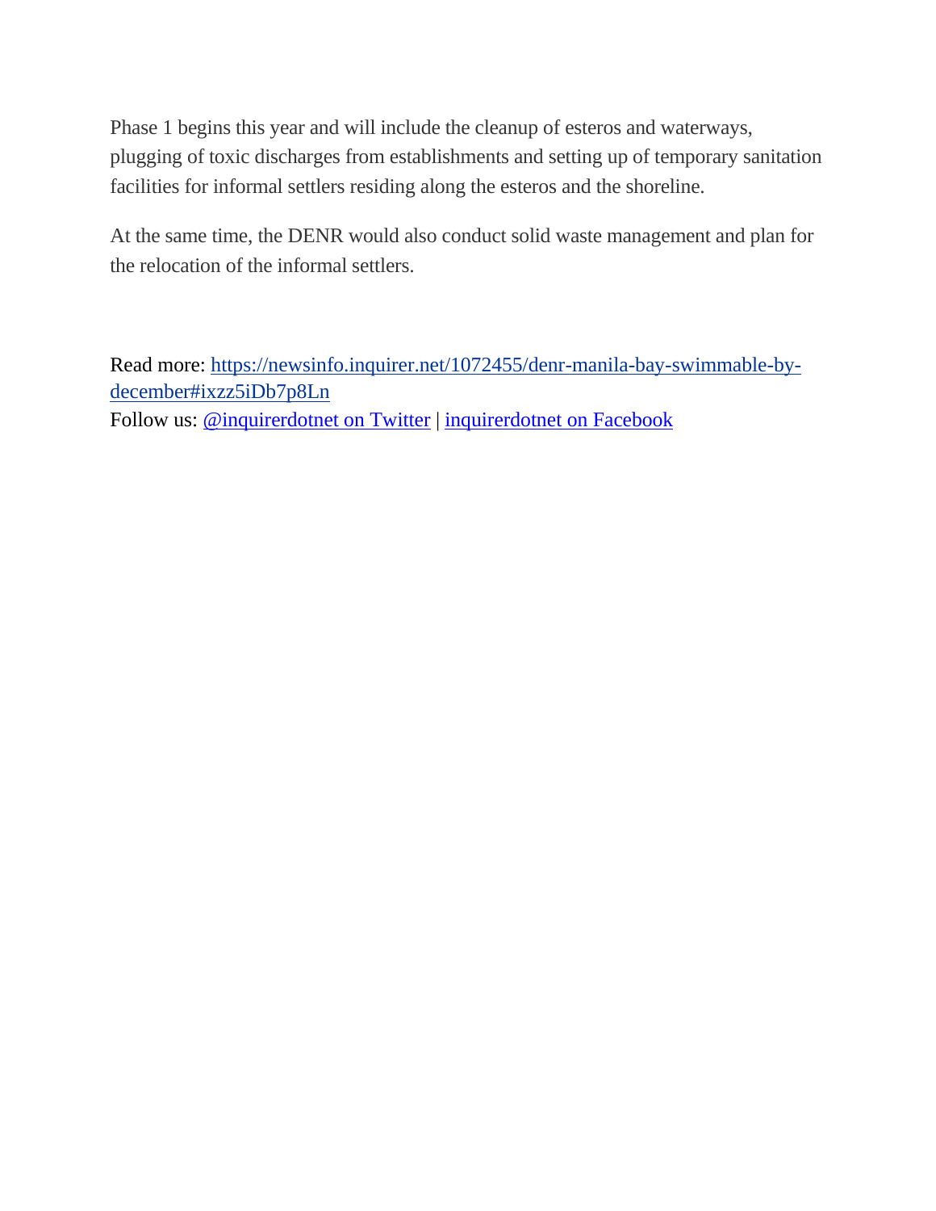Phase 1 begins this year and will include the cleanup of esteros and waterways, plugging of toxic discharges from establishments and setting up of temporary sanitation facilities for informal settlers residing along the esteros and the shoreline.

At the same time, the DENR would also conduct solid waste management and plan for the relocation of the informal settlers.

Read more: [https://newsinfo.inquirer.net/1072455/denr-manila-bay-swimmable-by-december#ixzz5iDb7p8Ln](https://newsinfo.inquirer.net/1072455/denr-manila-bay-swimmable-by-december#ixzz5iDb7p8Ln)
Follow us: @inquirerdotnet on Twitter | inquirerdotnet on Facebook